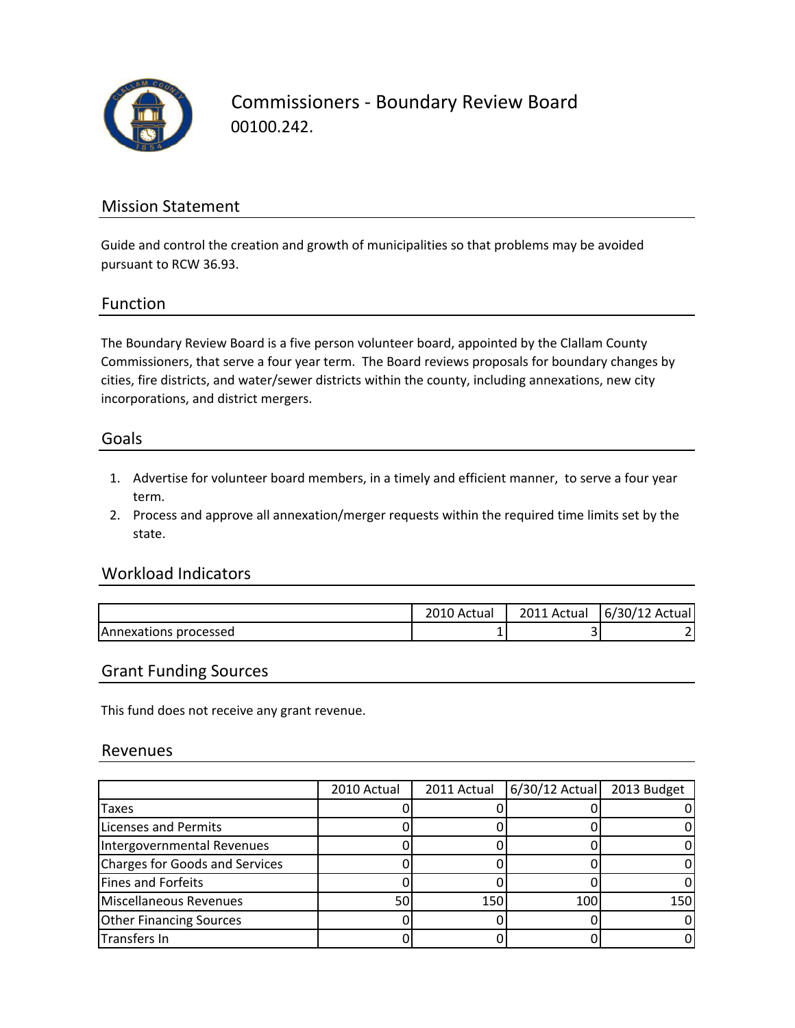# Commissioners - Boundary Review Board

00100.242.

## Mission Statement

Guide and control the creation and growth of municipalities so that problems may be avoided pursuant to RCW 36.93.

## Function

The Boundary Review Board is a five person volunteer board, appointed by the Clallam County Commissioners, that serve a four year term. The Board reviews proposals for boundary changes by cities, fire districts, and water/sewer districts within the county, including annexations, new city incorporations, and district mergers.

## Goals

1. Advertise for volunteer board members, in a timely and efficient manner, to serve a four year term.
2. Process and approve all annexation/merger requests within the required time limits set by the state.

## Workload Indicators

| | 2010 Actual | 2011 Actual | 6/30/12 Actual |
|---|---|---|---|
| Annexations processed | 1 | 3 | 2 |

## Grant Funding Sources

This fund does not receive any grant revenue.

## Revenues

| | 2010 Actual | 2011 Actual | 6/30/12 Actual | 2013 Budget |
|---|---|---|---|---|
| Taxes | 0 | 0 | 0 | 0 |
| Licenses and Permits | 0 | 0 | 0 | 0 |
| Intergovernmental Revenues | 0 | 0 | 0 | 0 |
| Charges for Goods and Services | 0 | 0 | 0 | 0 |
| Fines and Forfeits | 0 | 0 | 0 | 0 |
| Miscellaneous Revenues | 50 | 150 | 100 | 150 |
| Other Financing Sources | 0 | 0 | 0 | 0 |
| Transfers In | 0 | 0 | 0 | 0 |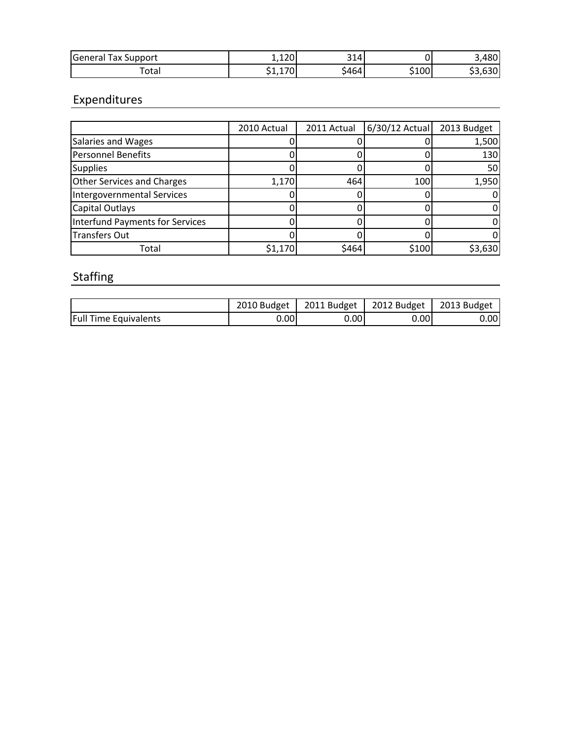| | | | | |
|---|---|---|---|---|
| General Tax Support | 1,120 | 314 | 0 | 3,480 |
| Total | $1,170 | $464 | $100 | $3,630 |

## Expenditures

| | 2010 Actual | 2011 Actual | 6/30/12 Actual | 2013 Budget |
|---|---|---|---|---|
| Salaries and Wages | 0 | 0 | 0 | 1,500 |
| Personnel Benefits | 0 | 0 | 0 | 130 |
| Supplies | 0 | 0 | 0 | 50 |
| Other Services and Charges | 1,170 | 464 | 100 | 1,950 |
| Intergovernmental Services | 0 | 0 | 0 | 0 |
| Capital Outlays | 0 | 0 | 0 | 0 |
| Interfund Payments for Services | 0 | 0 | 0 | 0 |
| Transfers Out | 0 | 0 | 0 | 0 |
| Total | $1,170 | $464 | $100 | $3,630 |

## Staffing

| | 2010 Budget | 2011 Budget | 2012 Budget | 2013 Budget |
|---|---|---|---|---|
| Full Time Equivalents | 0.00 | 0.00 | 0.00 | 0.00 |